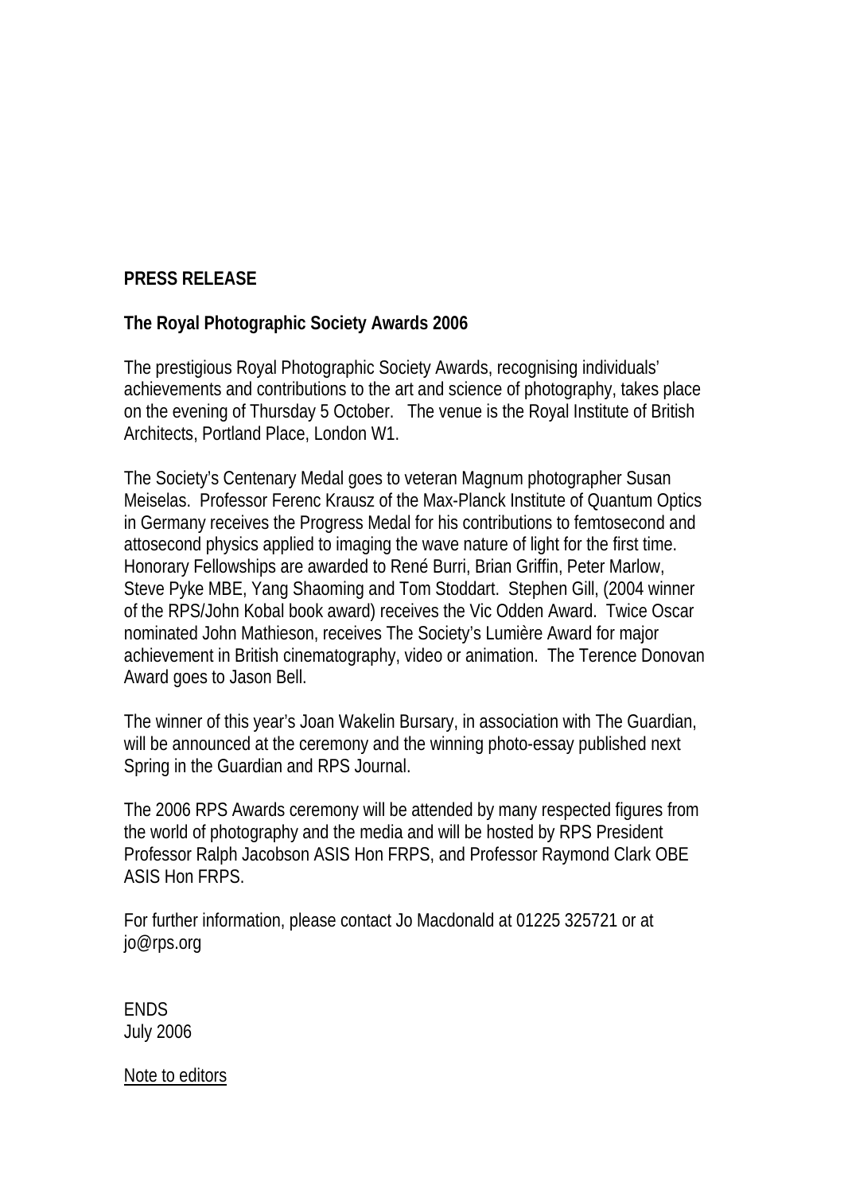**PRESS RELEASE**

**The Royal Photographic Society Awards 2006**

The prestigious Royal Photographic Society Awards, recognising individuals' achievements and contributions to the art and science of photography, takes place on the evening of Thursday 5 October. The venue is the Royal Institute of British Architects, Portland Place, London W1.

The Society's Centenary Medal goes to veteran Magnum photographer Susan Meiselas. Professor Ferenc Krausz of the Max-Planck Institute of Quantum Optics in Germany receives the Progress Medal for his contributions to femtosecond and attosecond physics applied to imaging the wave nature of light for the first time. Honorary Fellowships are awarded to René Burri, Brian Griffin, Peter Marlow, Steve Pyke MBE, Yang Shaoming and Tom Stoddart. Stephen Gill, (2004 winner of the RPS/John Kobal book award) receives the Vic Odden Award. Twice Oscar nominated John Mathieson, receives The Society's Lumière Award for major achievement in British cinematography, video or animation. The Terence Donovan Award goes to Jason Bell.

The winner of this year's Joan Wakelin Bursary, in association with The Guardian, will be announced at the ceremony and the winning photo-essay published next Spring in the Guardian and RPS Journal.

The 2006 RPS Awards ceremony will be attended by many respected figures from the world of photography and the media and will be hosted by RPS President Professor Ralph Jacobson ASIS Hon FRPS, and Professor Raymond Clark OBE ASIS Hon FRPS.

For further information, please contact Jo Macdonald at 01225 325721 or at jo@rps.org

ENDS
July 2006

Note to editors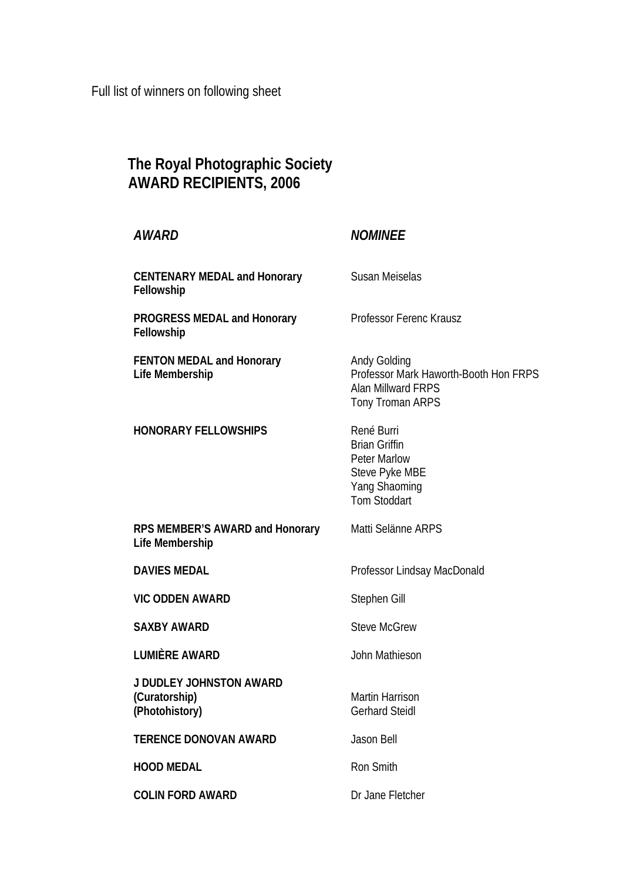Full list of winners on following sheet

## The Royal Photographic Society
## AWARD RECIPIENTS, 2006

| *AWARD* | *NOMINEE* |
|---|---|
| **CENTENARY MEDAL and Honorary Fellowship** | Susan Meiselas |
| **PROGRESS MEDAL and Honorary Fellowship** | Professor Ferenc Krausz |
| **FENTON MEDAL and Honorary Life Membership** | Andy Golding<br>Professor Mark Haworth-Booth Hon FRPS<br>Alan Millward FRPS<br>Tony Troman ARPS |
| **HONORARY FELLOWSHIPS** | René Burri<br>Brian Griffin<br>Peter Marlow<br>Steve Pyke MBE<br>Yang Shaoming<br>Tom Stoddart |
| **RPS MEMBER'S AWARD and Honorary Life Membership** | Matti Selänne ARPS |
| **DAVIES MEDAL** | Professor Lindsay MacDonald |
| **VIC ODDEN AWARD** | Stephen Gill |
| **SAXBY AWARD** | Steve McGrew |
| **LUMIÈRE AWARD** | John Mathieson |
| **J DUDLEY JOHNSTON AWARD** | |
| **(Curatorship)** | Martin Harrison |
| **(Photohistory)** | Gerhard Steidl |
| **TERENCE DONOVAN AWARD** | Jason Bell |
| **HOOD MEDAL** | Ron Smith |
| **COLIN FORD AWARD** | Dr Jane Fletcher |